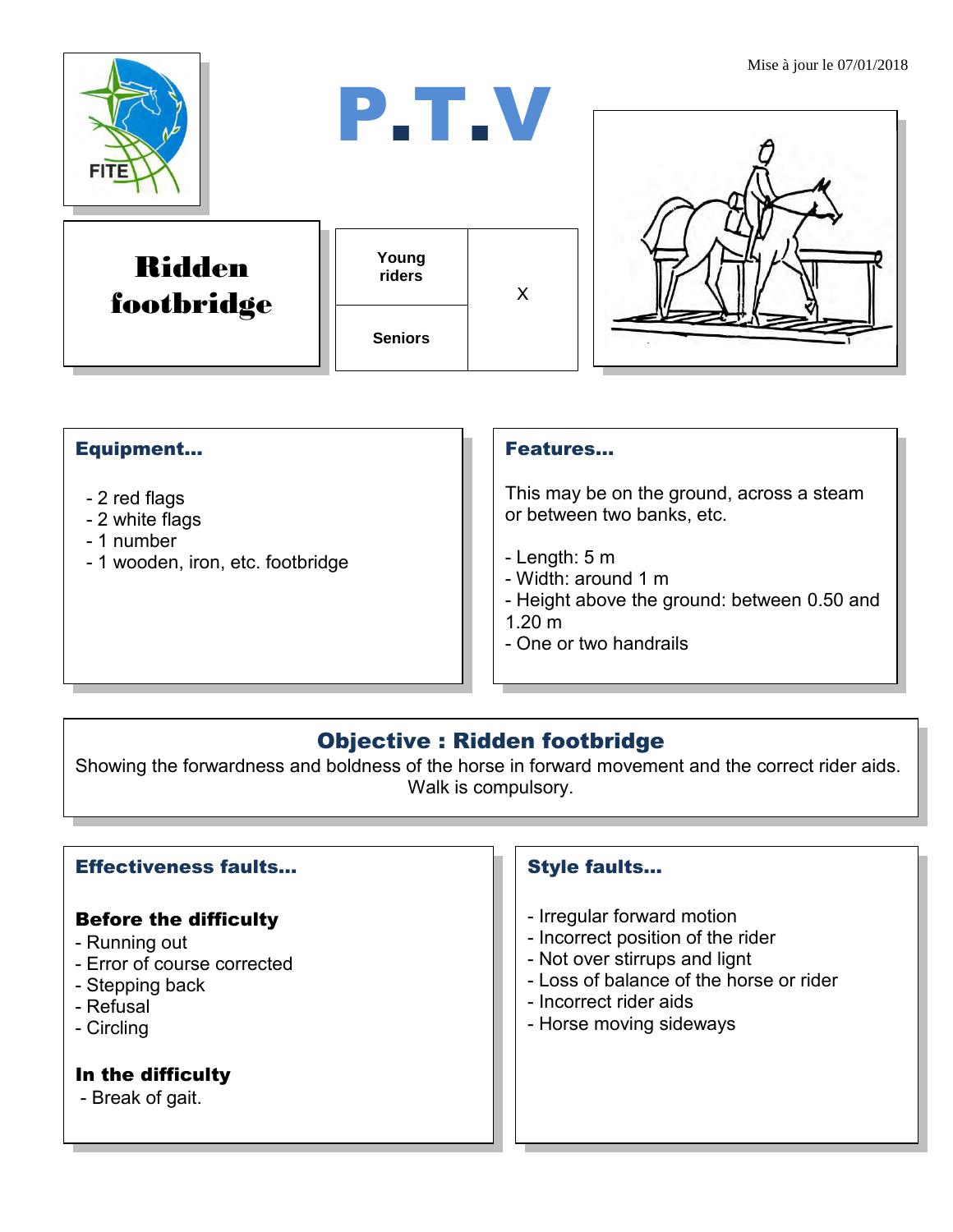Mise à jour le 07/01/2018

# P.T.V

## Ridden footbridge

| | |
|---|---|
| Young riders | X |
| Seniors | |

### Equipment...

- 2 red flags
- 2 white flags
- 1 number
- 1 wooden, iron, etc. footbridge

### Features...

This may be on the ground, across a steam or between two banks, etc.

- Length: 5 m
- Width: around 1 m
- Height above the ground: between 0.50 and 1.20 m
- One or two handrails

### Objective : Ridden footbridge

Showing the forwardness and boldness of the horse in forward movement and the correct rider aids. Walk is compulsory.

### Effectiveness faults...

**Before the difficulty**

- Running out
- Error of course corrected
- Stepping back
- Refusal
- Circling

**In the difficulty**

- Break of gait.

### Style faults...

- Irregular forward motion
- Incorrect position of the rider
- Not over stirrups and lignt
- Loss of balance of the horse or rider
- Incorrect rider aids
- Horse moving sideways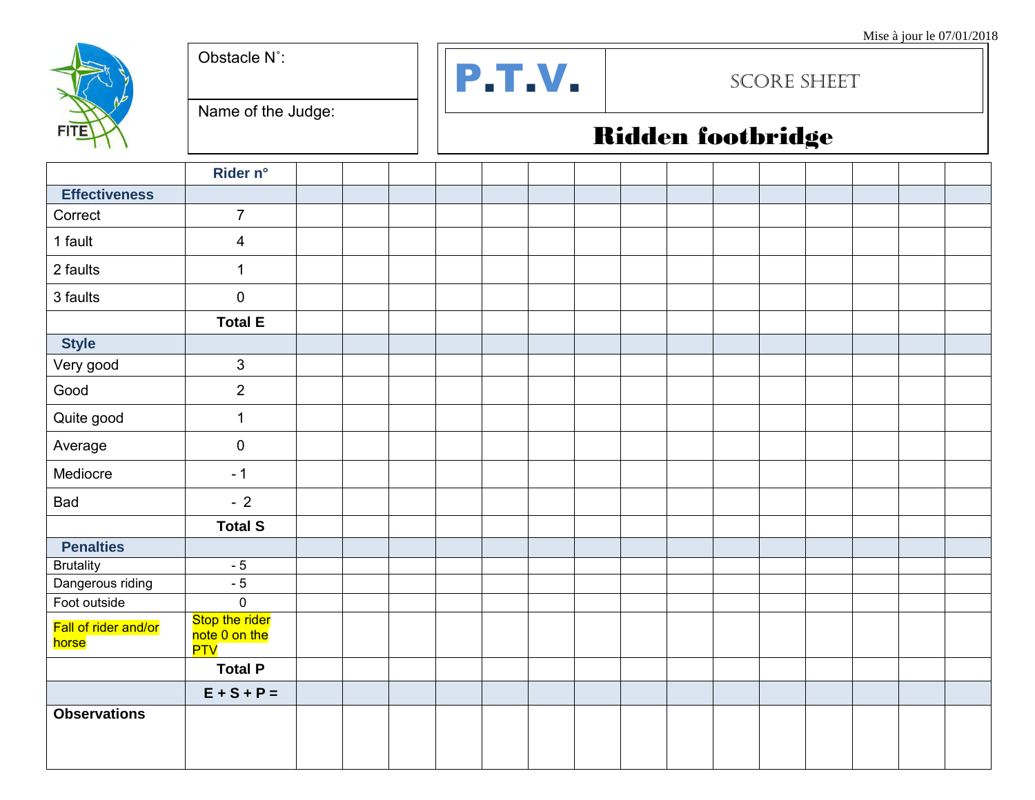Mise à jour le 07/01/2018

FITE

| Obstacle N˚: |
|---|
| Name of the Judge: |

# P.T.V.

SCORE SHEET

## Ridden footbridge

| | Rider n° | | | | | | | | | | | | | | | |
|---|---|---|---|---|---|---|---|---|---|---|---|---|---|---|---|---|
| **Effectiveness** | | | | | | | | | | | | | | | | |
| Correct | 7 | | | | | | | | | | | | | | | |
| 1 fault | 4 | | | | | | | | | | | | | | | |
| 2 faults | 1 | | | | | | | | | | | | | | | |
| 3 faults | 0 | | | | | | | | | | | | | | | |
| | **Total E** | | | | | | | | | | | | | | | |
| **Style** | | | | | | | | | | | | | | | | |
| Very good | 3 | | | | | | | | | | | | | | | |
| Good | 2 | | | | | | | | | | | | | | | |
| Quite good | 1 | | | | | | | | | | | | | | | |
| Average | 0 | | | | | | | | | | | | | | | |
| Mediocre | - 1 | | | | | | | | | | | | | | | |
| Bad | - 2 | | | | | | | | | | | | | | | |
| | **Total S** | | | | | | | | | | | | | | | |
| **Penalties** | | | | | | | | | | | | | | | | |
| Brutality | - 5 | | | | | | | | | | | | | | | |
| Dangerous riding | - 5 | | | | | | | | | | | | | | | |
| Foot outside | 0 | | | | | | | | | | | | | | | |
| Fall of rider and/or horse | Stop the rider note 0 on the PTV | | | | | | | | | | | | | | | |
| | **Total P** | | | | | | | | | | | | | | | |
| | **E + S + P =** | | | | | | | | | | | | | | | |
| **Observations** | | | | | | | | | | | | | | | | |